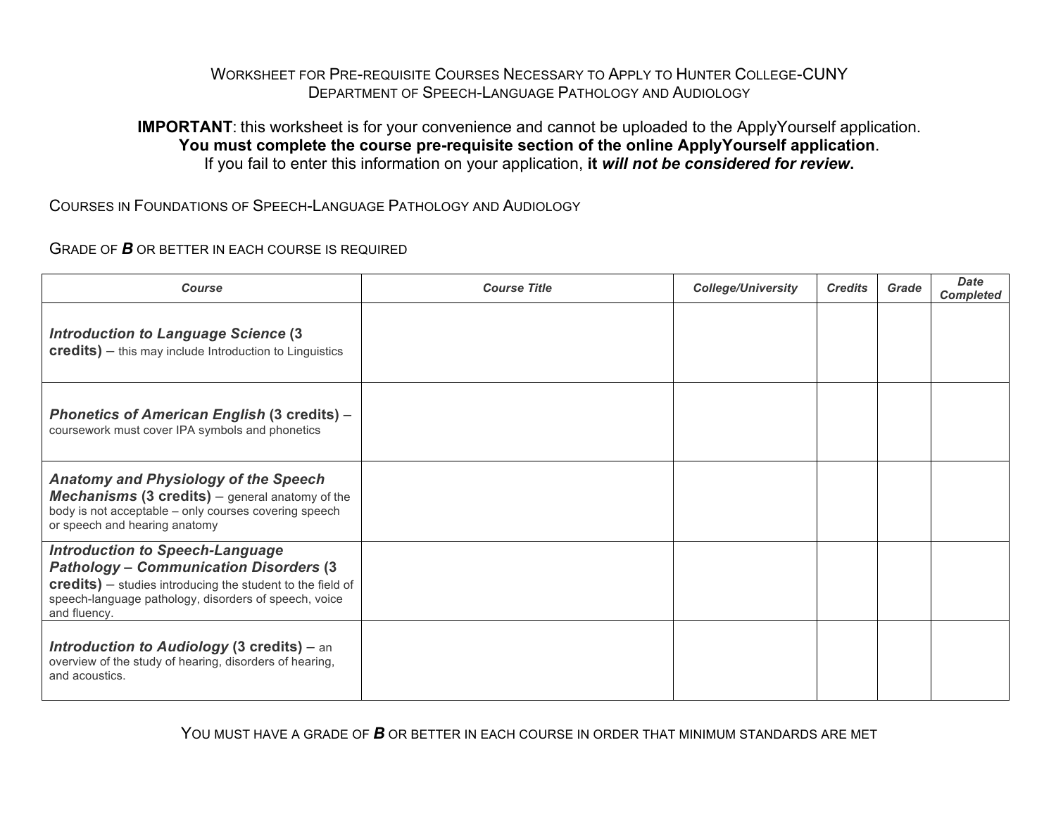# Worksheet for Pre-requisite Courses Necessary to Apply to Hunter College-CUNY
## Department of Speech-Language Pathology and Audiology

**IMPORTANT**: this worksheet is for your convenience and cannot be uploaded to the ApplyYourself application.
**You must complete the course pre-requisite section of the online ApplyYourself application**.
If you fail to enter this information on your application, **it *will not be considered for review*.**

### Courses in Foundations of Speech-Language Pathology and Audiology

Grade of ***B*** or better in each course is required

| *Course* | *Course Title* | *College/University* | *Credits* | *Grade* | *Date Completed* |
|---|---|---|---|---|---|
| ***Introduction to Language Science* (3 credits)** – this may include Introduction to Linguistics | | | | | |
| ***Phonetics of American English* (3 credits)** – coursework must cover IPA symbols and phonetics | | | | | |
| ***Anatomy and Physiology of the Speech Mechanisms* (3 credits)** – general anatomy of the body is not acceptable – only courses covering speech or speech and hearing anatomy | | | | | |
| ***Introduction to Speech-Language Pathology – Communication Disorders* (3 credits)** – studies introducing the student to the field of speech-language pathology, disorders of speech, voice and fluency. | | | | | |
| ***Introduction to Audiology* (3 credits)** – an overview of the study of hearing, disorders of hearing, and acoustics. | | | | | |

You must have a grade of ***B*** or better in each course in order that minimum standards are met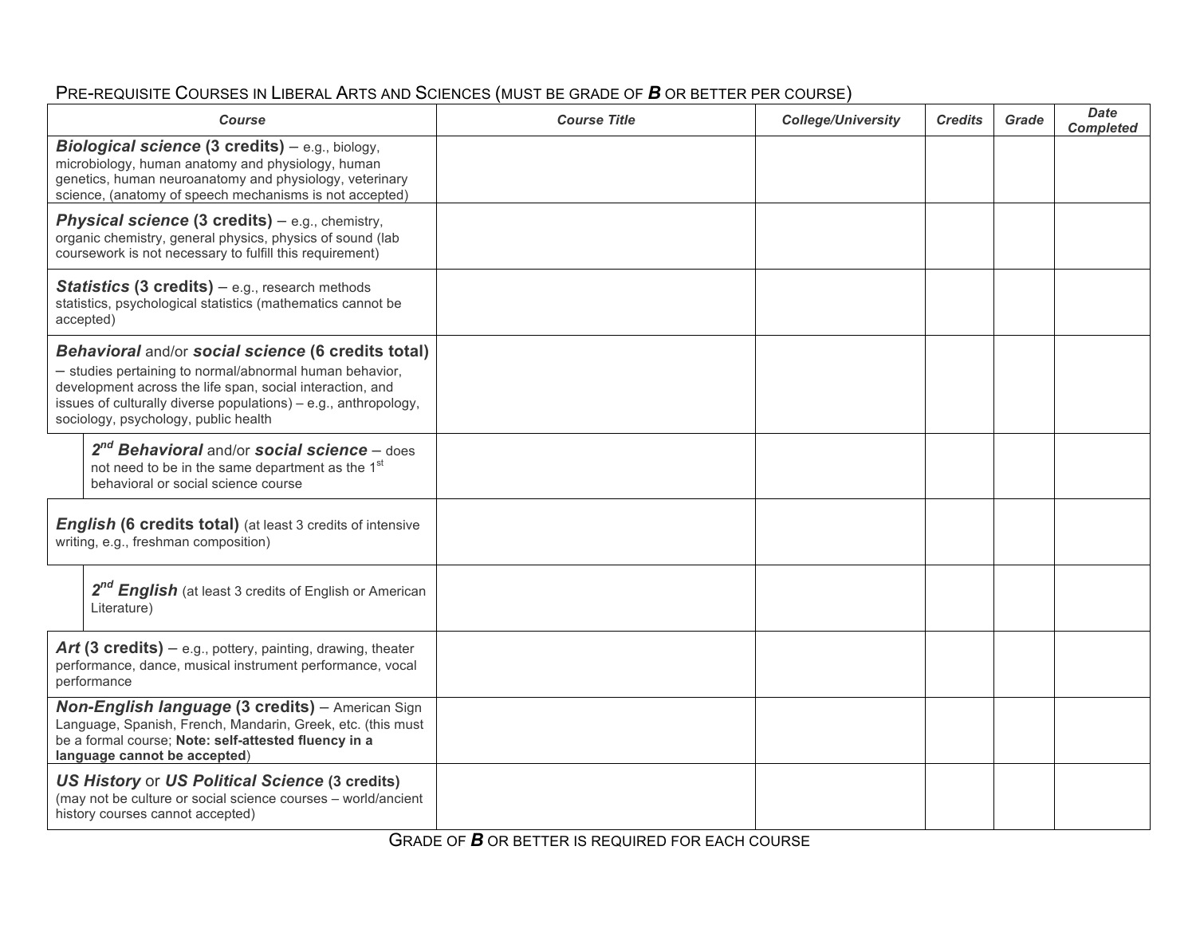## Pre-requisite Courses in Liberal Arts and Sciences (must be grade of *B* or better per course)

| Course | Course Title | College/University | Credits | Grade | Date Completed |
|---|---|---|---|---|---|
| ***Biological science* (3 credits)** – e.g., biology, microbiology, human anatomy and physiology, human genetics, human neuroanatomy and physiology, veterinary science, (anatomy of speech mechanisms is not accepted) | | | | | |
| ***Physical science* (3 credits)** – e.g., chemistry, organic chemistry, general physics, physics of sound (lab coursework is not necessary to fulfill this requirement) | | | | | |
| ***Statistics* (3 credits)** – e.g., research methods statistics, psychological statistics (mathematics cannot be accepted) | | | | | |
| ***Behavioral* and/or *social science* (6 credits total)** – studies pertaining to normal/abnormal human behavior, development across the life span, social interaction, and issues of culturally diverse populations) – e.g., anthropology, sociology, psychology, public health | | | | | |
| ***2nd Behavioral*** and/or ***social science*** – does not need to be in the same department as the 1st behavioral or social science course | | | | | |
| ***English* (6 credits total)** (at least 3 credits of intensive writing, e.g., freshman composition) | | | | | |
| ***2nd English*** (at least 3 credits of English or American Literature) | | | | | |
| ***Art* (3 credits)** – e.g., pottery, painting, drawing, theater performance, dance, musical instrument performance, vocal performance | | | | | |
| ***Non-English language* (3 credits)** – American Sign Language, Spanish, French, Mandarin, Greek, etc. (this must be a formal course; **Note: self-attested fluency in a language cannot be accepted**) | | | | | |
| ***US History* or *US Political Science* (3 credits)** (may not be culture or social science courses – world/ancient history courses cannot accepted) | | | | | |

Grade of ***B*** or better is required for each course